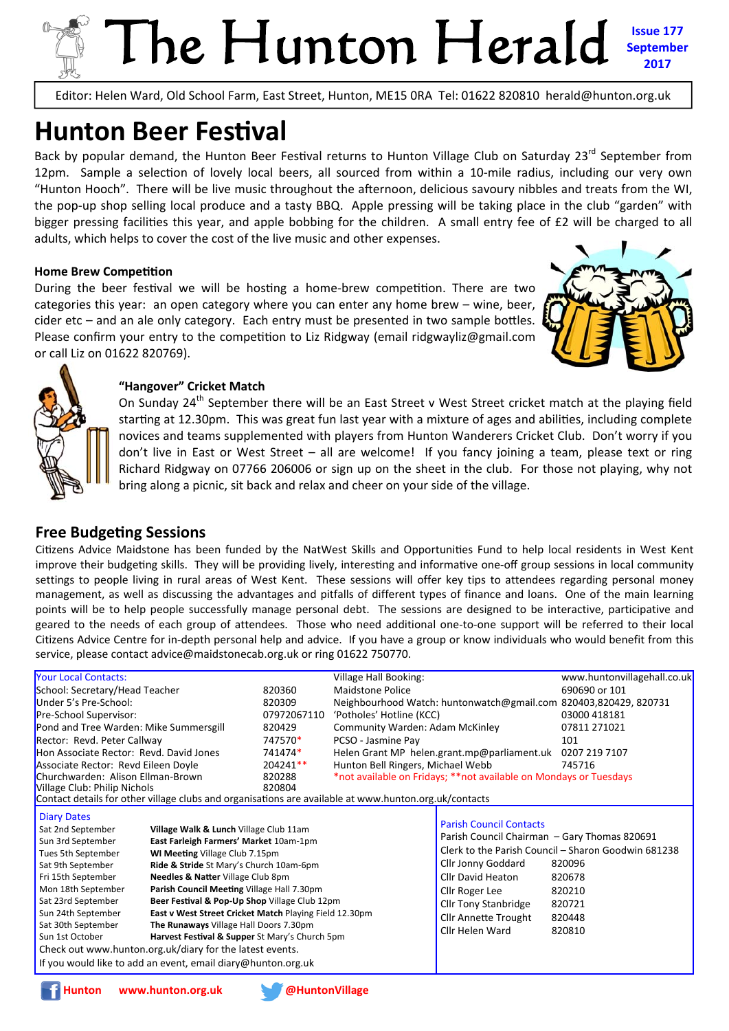# The Hunton Herald

**Issue 177 September 2017**

Editor: Helen Ward, Old School Farm, East Street, Hunton, ME15 0RA Tel: 01622 820810 herald@hunton.org.uk

## Hunton Beer Festival

Back by popular demand, the Hunton Beer Festival returns to Hunton Village Club on Saturday 23rd September from 12pm. Sample a selection of lovely local beers, all sourced from within a 10-mile radius, including our very own "Hunton Hooch". There will be live music throughout the afternoon, delicious savoury nibbles and treats from the WI, the pop-up shop selling local produce and a tasty BBQ. Apple pressing will be taking place in the club "garden" with bigger pressing facilities this year, and apple bobbing for the children. A small entry fee of £2 will be charged to all adults, which helps to cover the cost of the live music and other expenses.

### Home Brew Competition

During the beer festival we will be hosting a home-brew competition. There are two categories this year: an open category where you can enter any home brew – wine, beer, cider etc – and an ale only category. Each entry must be presented in two sample bottles. Please confirm your entry to the competition to Liz Ridgway (email ridgwayliz@gmail.com or call Liz on 01622 820769).

### "Hangover" Cricket Match

On Sunday 24th September there will be an East Street v West Street cricket match at the playing field starting at 12.30pm. This was great fun last year with a mixture of ages and abilities, including complete novices and teams supplemented with players from Hunton Wanderers Cricket Club. Don't worry if you don't live in East or West Street – all are welcome! If you fancy joining a team, please text or ring Richard Ridgway on 07766 206006 or sign up on the sheet in the club. For those not playing, why not bring along a picnic, sit back and relax and cheer on your side of the village.

## Free Budgeting Sessions

Citizens Advice Maidstone has been funded by the NatWest Skills and Opportunities Fund to help local residents in West Kent improve their budgeting skills. They will be providing lively, interesting and informative one-off group sessions in local community settings to people living in rural areas of West Kent. These sessions will offer key tips to attendees regarding personal money management, as well as discussing the advantages and pitfalls of different types of finance and loans. One of the main learning points will be to help people successfully manage personal debt. The sessions are designed to be interactive, participative and geared to the needs of each group of attendees. Those who need additional one-to-one support will be referred to their local Citizens Advice Centre for in-depth personal help and advice. If you have a group or know individuals who would benefit from this service, please contact advice@maidstonecab.org.uk or ring 01622 750770.

### Your Local Contacts:

| | | | |
|---|---|---|---|
| School: Secretary/Head Teacher | 820360 | Village Hall Booking: | www.huntonvillagehall.co.uk |
| Under 5's Pre-School: | 820309 | Maidstone Police | 690690 or 101 |
| Pre-School Supervisor: | 07972067110 | Neighbourhood Watch: huntonwatch@gmail.com | 820403,820429, 820731 |
| Pond and Tree Warden: Mike Summersgill | 820429 | 'Potholes' Hotline (KCC) | 03000 418181 |
| Rector: Revd. Peter Callway | 747570* | Community Warden: Adam McKinley | 07811 271021 |
| Hon Associate Rector: Revd. David Jones | 741474* | PCSO - Jasmine Pay | 101 |
| Associate Rector: Revd Eileen Doyle | 204241** | Helen Grant MP helen.grant.mp@parliament.uk | 0207 219 7107 |
| Churchwarden: Alison Ellman-Brown | 820288 | Hunton Bell Ringers, Michael Webb | 745716 |
| Village Club: Philip Nichols | 820804 | *not available on Fridays; **not available on Mondays or Tuesdays | |

Contact details for other village clubs and organisations are available at www.hunton.org.uk/contacts

### Diary Dates

| | |
|---|---|
| Sat 2nd September | **Village Walk & Lunch** Village Club 11am |
| Sun 3rd September | **East Farleigh Farmers' Market** 10am-1pm |
| Tues 5th September | **WI Meeting** Village Club 7.15pm |
| Sat 9th September | **Ride & Stride** St Mary's Church 10am-6pm |
| Fri 15th September | **Needles & Natter** Village Club 8pm |
| Mon 18th September | **Parish Council Meeting** Village Hall 7.30pm |
| Sat 23rd September | **Beer Festival & Pop-Up Shop** Village Club 12pm |
| Sun 24th September | **East v West Street Cricket Match** Playing Field 12.30pm |
| Sat 30th September | **The Runaways** Village Hall Doors 7.30pm |
| Sun 1st October | **Harvest Festival & Supper** St Mary's Church 5pm |

Check out www.hunton.org.uk/diary for the latest events.

If you would like to add an event, email diary@hunton.org.uk

### Parish Council Contacts

Parish Council Chairman – Gary Thomas 820691

Clerk to the Parish Council – Sharon Goodwin 681238

| | |
|---|---|
| Cllr Jonny Goddard | 820096 |
| Cllr David Heaton | 820678 |
| Cllr Roger Lee | 820210 |
| Cllr Tony Stanbridge | 820721 |
| Cllr Annette Trought | 820448 |
| Cllr Helen Ward | 820810 |

Hunton www.hunton.org.uk @HuntonVillage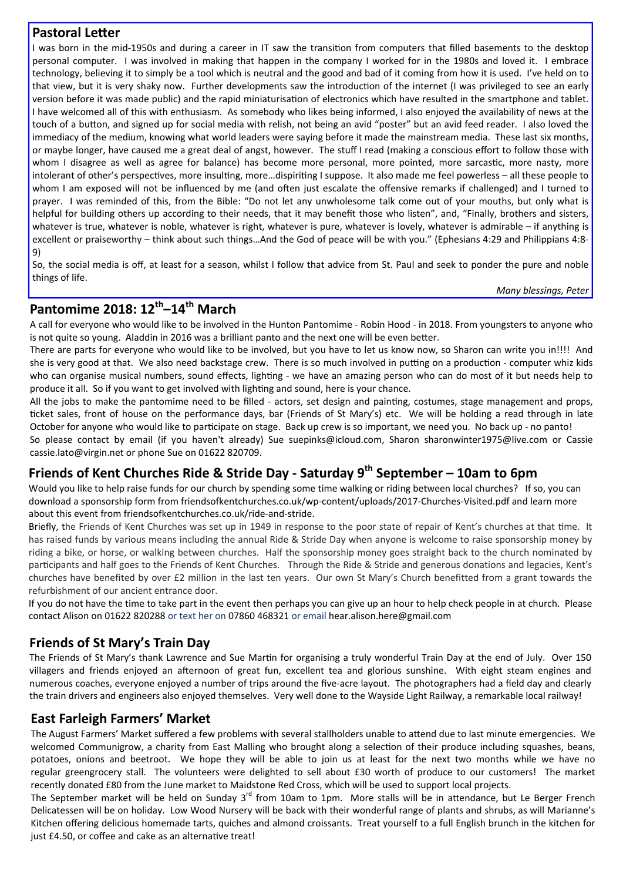## Pastoral Letter

I was born in the mid-1950s and during a career in IT saw the transition from computers that filled basements to the desktop personal computer. I was involved in making that happen in the company I worked for in the 1980s and loved it. I embrace technology, believing it to simply be a tool which is neutral and the good and bad of it coming from how it is used. I've held on to that view, but it is very shaky now. Further developments saw the introduction of the internet (I was privileged to see an early version before it was made public) and the rapid miniaturisation of electronics which have resulted in the smartphone and tablet. I have welcomed all of this with enthusiasm. As somebody who likes being informed, I also enjoyed the availability of news at the touch of a button, and signed up for social media with relish, not being an avid "poster" but an avid feed reader. I also loved the immediacy of the medium, knowing what world leaders were saying before it made the mainstream media. These last six months, or maybe longer, have caused me a great deal of angst, however. The stuff I read (making a conscious effort to follow those with whom I disagree as well as agree for balance) has become more personal, more pointed, more sarcastic, more nasty, more intolerant of other's perspectives, more insulting, more…dispiriting I suppose. It also made me feel powerless – all these people to whom I am exposed will not be influenced by me (and often just escalate the offensive remarks if challenged) and I turned to prayer. I was reminded of this, from the Bible: "Do not let any unwholesome talk come out of your mouths, but only what is helpful for building others up according to their needs, that it may benefit those who listen", and, "Finally, brothers and sisters, whatever is true, whatever is noble, whatever is right, whatever is pure, whatever is lovely, whatever is admirable – if anything is excellent or praiseworthy – think about such things…And the God of peace will be with you." (Ephesians 4:29 and Philippians 4:8-9)

So, the social media is off, at least for a season, whilst I follow that advice from St. Paul and seek to ponder the pure and noble things of life.

*Many blessings, Peter*

## Pantomime 2018: 12th–14th March

A call for everyone who would like to be involved in the Hunton Pantomime - Robin Hood - in 2018. From youngsters to anyone who is not quite so young. Aladdin in 2016 was a brilliant panto and the next one will be even better.

There are parts for everyone who would like to be involved, but you have to let us know now, so Sharon can write you in!!!! And she is very good at that. We also need backstage crew. There is so much involved in putting on a production - computer whiz kids who can organise musical numbers, sound effects, lighting - we have an amazing person who can do most of it but needs help to produce it all. So if you want to get involved with lighting and sound, here is your chance.

All the jobs to make the pantomime need to be filled - actors, set design and painting, costumes, stage management and props, ticket sales, front of house on the performance days, bar (Friends of St Mary's) etc. We will be holding a read through in late October for anyone who would like to participate on stage. Back up crew is so important, we need you. No back up - no panto!

So please contact by email (if you haven't already) Sue suepinks@icloud.com, Sharon sharonwinter1975@live.com or Cassie cassie.lato@virgin.net or phone Sue on 01622 820709.

## Friends of Kent Churches Ride & Stride Day - Saturday 9th September – 10am to 6pm

Would you like to help raise funds for our church by spending some time walking or riding between local churches? If so, you can download a sponsorship form from friendsofkentchurches.co.uk/wp-content/uploads/2017-Churches-Visited.pdf and learn more about this event from friendsofkentchurches.co.uk/ride-and-stride.

Briefly, the Friends of Kent Churches was set up in 1949 in response to the poor state of repair of Kent's churches at that time. It has raised funds by various means including the annual Ride & Stride Day when anyone is welcome to raise sponsorship money by riding a bike, or horse, or walking between churches. Half the sponsorship money goes straight back to the church nominated by participants and half goes to the Friends of Kent Churches. Through the Ride & Stride and generous donations and legacies, Kent's churches have benefited by over £2 million in the last ten years. Our own St Mary's Church benefitted from a grant towards the refurbishment of our ancient entrance door.

If you do not have the time to take part in the event then perhaps you can give up an hour to help check people in at church. Please contact Alison on 01622 820288 or text her on 07860 468321 or email hear.alison.here@gmail.com

## Friends of St Mary's Train Day

The Friends of St Mary's thank Lawrence and Sue Martin for organising a truly wonderful Train Day at the end of July. Over 150 villagers and friends enjoyed an afternoon of great fun, excellent tea and glorious sunshine. With eight steam engines and numerous coaches, everyone enjoyed a number of trips around the five-acre layout. The photographers had a field day and clearly the train drivers and engineers also enjoyed themselves. Very well done to the Wayside Light Railway, a remarkable local railway!

## East Farleigh Farmers' Market

The August Farmers' Market suffered a few problems with several stallholders unable to attend due to last minute emergencies. We welcomed Communigrow, a charity from East Malling who brought along a selection of their produce including squashes, beans, potatoes, onions and beetroot. We hope they will be able to join us at least for the next two months while we have no regular greengrocery stall. The volunteers were delighted to sell about £30 worth of produce to our customers! The market recently donated £80 from the June market to Maidstone Red Cross, which will be used to support local projects.

The September market will be held on Sunday 3rd from 10am to 1pm. More stalls will be in attendance, but Le Berger French Delicatessen will be on holiday. Low Wood Nursery will be back with their wonderful range of plants and shrubs, as will Marianne's Kitchen offering delicious homemade tarts, quiches and almond croissants. Treat yourself to a full English brunch in the kitchen for just £4.50, or coffee and cake as an alternative treat!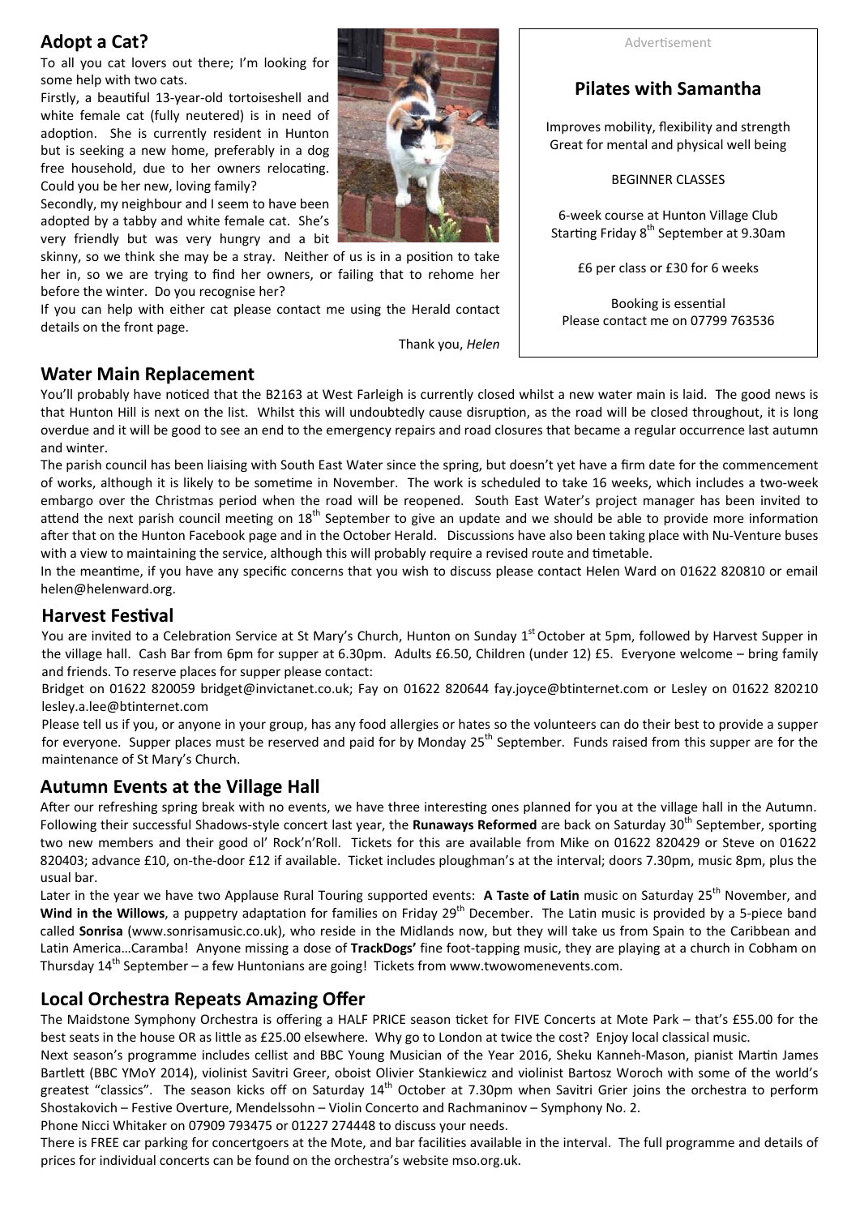## Adopt a Cat?

To all you cat lovers out there; I'm looking for some help with two cats.

Firstly, a beautiful 13-year-old tortoiseshell and white female cat (fully neutered) is in need of adoption. She is currently resident in Hunton but is seeking a new home, preferably in a dog free household, due to her owners relocating. Could you be her new, loving family?

Secondly, my neighbour and I seem to have been adopted by a tabby and white female cat. She's very friendly but was very hungry and a bit skinny, so we think she may be a stray. Neither of us is in a position to take her in, so we are trying to find her owners, or failing that to rehome her before the winter. Do you recognise her?

If you can help with either cat please contact me using the Herald contact details on the front page.

Thank you, *Helen*

Advertisement

### Pilates with Samantha

Improves mobility, flexibility and strength
Great for mental and physical well being

BEGINNER CLASSES

6-week course at Hunton Village Club
Starting Friday 8th September at 9.30am

£6 per class or £30 for 6 weeks

Booking is essential
Please contact me on 07799 763536

## Water Main Replacement

You'll probably have noticed that the B2163 at West Farleigh is currently closed whilst a new water main is laid. The good news is that Hunton Hill is next on the list. Whilst this will undoubtedly cause disruption, as the road will be closed throughout, it is long overdue and it will be good to see an end to the emergency repairs and road closures that became a regular occurrence last autumn and winter.

The parish council has been liaising with South East Water since the spring, but doesn't yet have a firm date for the commencement of works, although it is likely to be sometime in November. The work is scheduled to take 16 weeks, which includes a two-week embargo over the Christmas period when the road will be reopened. South East Water's project manager has been invited to attend the next parish council meeting on 18th September to give an update and we should be able to provide more information after that on the Hunton Facebook page and in the October Herald. Discussions have also been taking place with Nu-Venture buses with a view to maintaining the service, although this will probably require a revised route and timetable.

In the meantime, if you have any specific concerns that you wish to discuss please contact Helen Ward on 01622 820810 or email helen@helenward.org.

## Harvest Festival

You are invited to a Celebration Service at St Mary's Church, Hunton on Sunday 1st October at 5pm, followed by Harvest Supper in the village hall. Cash Bar from 6pm for supper at 6.30pm. Adults £6.50, Children (under 12) £5. Everyone welcome – bring family and friends. To reserve places for supper please contact:

Bridget on 01622 820059 bridget@invictanet.co.uk; Fay on 01622 820644 fay.joyce@btinternet.com or Lesley on 01622 820210 lesley.a.lee@btinternet.com

Please tell us if you, or anyone in your group, has any food allergies or hates so the volunteers can do their best to provide a supper for everyone. Supper places must be reserved and paid for by Monday 25th September. Funds raised from this supper are for the maintenance of St Mary's Church.

## Autumn Events at the Village Hall

After our refreshing spring break with no events, we have three interesting ones planned for you at the village hall in the Autumn. Following their successful Shadows-style concert last year, the **Runaways Reformed** are back on Saturday 30th September, sporting two new members and their good ol' Rock'n'Roll. Tickets for this are available from Mike on 01622 820429 or Steve on 01622 820403; advance £10, on-the-door £12 if available. Ticket includes ploughman's at the interval; doors 7.30pm, music 8pm, plus the usual bar.

Later in the year we have two Applause Rural Touring supported events: **A Taste of Latin** music on Saturday 25th November, and **Wind in the Willows**, a puppetry adaptation for families on Friday 29th December. The Latin music is provided by a 5-piece band called **Sonrisa** (www.sonrisamusic.co.uk), who reside in the Midlands now, but they will take us from Spain to the Caribbean and Latin America…Caramba! Anyone missing a dose of **TrackDogs'** fine foot-tapping music, they are playing at a church in Cobham on Thursday 14th September – a few Huntonians are going! Tickets from www.twowomenevents.com.

## Local Orchestra Repeats Amazing Offer

The Maidstone Symphony Orchestra is offering a HALF PRICE season ticket for FIVE Concerts at Mote Park – that's £55.00 for the best seats in the house OR as little as £25.00 elsewhere. Why go to London at twice the cost? Enjoy local classical music.

Next season's programme includes cellist and BBC Young Musician of the Year 2016, Sheku Kanneh-Mason, pianist Martin James Bartlett (BBC YMoY 2014), violinist Savitri Greer, oboist Olivier Stankiewicz and violinist Bartosz Woroch with some of the world's greatest "classics". The season kicks off on Saturday 14th October at 7.30pm when Savitri Grier joins the orchestra to perform Shostakovich – Festive Overture, Mendelssohn – Violin Concerto and Rachmaninov – Symphony No. 2.

Phone Nicci Whitaker on 07909 793475 or 01227 274448 to discuss your needs.

There is FREE car parking for concertgoers at the Mote, and bar facilities available in the interval. The full programme and details of prices for individual concerts can be found on the orchestra's website mso.org.uk.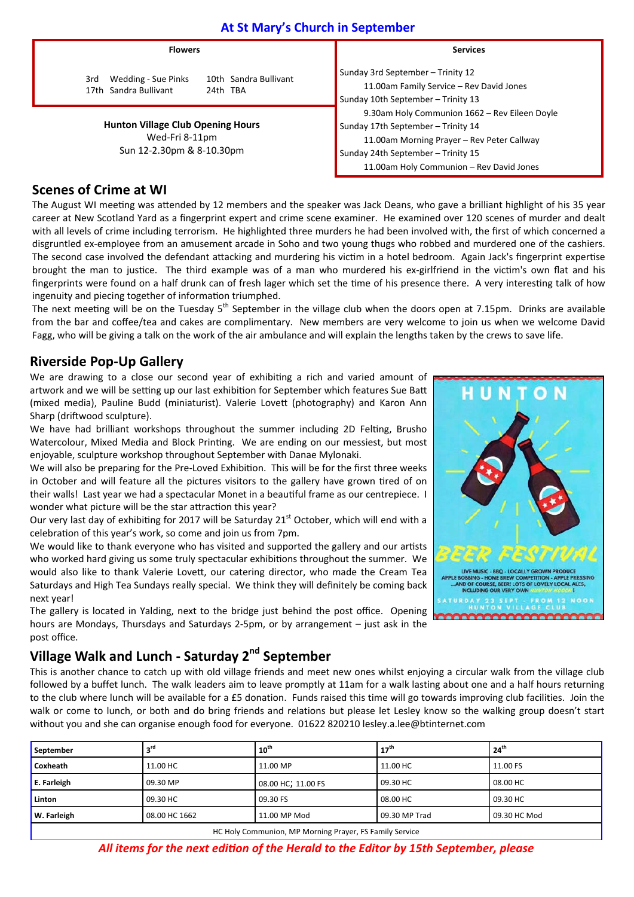## At St Mary's Church in September

| Flowers | |
|---|---|
| 3rd Wedding - Sue Pinks | 10th Sandra Bullivant |
| 17th Sandra Bullivant | 24th TBA |

**Hunton Village Club Opening Hours**
Wed-Fri 8-11pm
Sun 12-2.30pm & 8-10.30pm

**Services**

Sunday 3rd September – Trinity 12
11.00am Family Service – Rev David Jones
Sunday 10th September – Trinity 13
9.30am Holy Communion 1662 – Rev Eileen Doyle
Sunday 17th September – Trinity 14
11.00am Morning Prayer – Rev Peter Callway
Sunday 24th September – Trinity 15
11.00am Holy Communion – Rev David Jones

## Scenes of Crime at WI

The August WI meeting was attended by 12 members and the speaker was Jack Deans, who gave a brilliant highlight of his 35 year career at New Scotland Yard as a fingerprint expert and crime scene examiner. He examined over 120 scenes of murder and dealt with all levels of crime including terrorism. He highlighted three murders he had been involved with, the first of which concerned a disgruntled ex-employee from an amusement arcade in Soho and two young thugs who robbed and murdered one of the cashiers. The second case involved the defendant attacking and murdering his victim in a hotel bedroom. Again Jack's fingerprint expertise brought the man to justice. The third example was of a man who murdered his ex-girlfriend in the victim's own flat and his fingerprints were found on a half drunk can of fresh lager which set the time of his presence there. A very interesting talk of how ingenuity and piecing together of information triumphed.

The next meeting will be on the Tuesday 5th September in the village club when the doors open at 7.15pm. Drinks are available from the bar and coffee/tea and cakes are complimentary. New members are very welcome to join us when we welcome David Fagg, who will be giving a talk on the work of the air ambulance and will explain the lengths taken by the crews to save life.

## Riverside Pop-Up Gallery

We are drawing to a close our second year of exhibiting a rich and varied amount of artwork and we will be setting up our last exhibition for September which features Sue Batt (mixed media), Pauline Budd (miniaturist). Valerie Lovett (photography) and Karon Ann Sharp (driftwood sculpture).

We have had brilliant workshops throughout the summer including 2D Felting, Brusho Watercolour, Mixed Media and Block Printing. We are ending on our messiest, but most enjoyable, sculpture workshop throughout September with Danae Mylonaki.

We will also be preparing for the Pre-Loved Exhibition. This will be for the first three weeks in October and will feature all the pictures visitors to the gallery have grown tired of on their walls! Last year we had a spectacular Monet in a beautiful frame as our centrepiece. I wonder what picture will be the star attraction this year?

Our very last day of exhibiting for 2017 will be Saturday 21st October, which will end with a celebration of this year's work, so come and join us from 7pm.

We would like to thank everyone who has visited and supported the gallery and our artists who worked hard giving us some truly spectacular exhibitions throughout the summer. We would also like to thank Valerie Lovett, our catering director, who made the Cream Tea Saturdays and High Tea Sundays really special. We think they will definitely be coming back next year!

The gallery is located in Yalding, next to the bridge just behind the post office. Opening hours are Mondays, Thursdays and Saturdays 2-5pm, or by arrangement – just ask in the post office.

HUNTON
BEER FESTIVAL
LIVE MUSIC - BBQ - LOCALLY GROWN PRODUCE
APPLE BOBBING - HOME BREW COMPETITION - APPLE PRESSING
...AND OF COURSE, BEER! LOTS OF LOVELY LOCAL ALES, INCLUDING OUR VERY OWN HUNTON HOOCH!
SATURDAY 23 SEPT - FROM 12 NOON
HUNTON VILLAGE CLUB

## Village Walk and Lunch - Saturday 2nd September

This is another chance to catch up with old village friends and meet new ones whilst enjoying a circular walk from the village club followed by a buffet lunch. The walk leaders aim to leave promptly at 11am for a walk lasting about one and a half hours returning to the club where lunch will be available for a £5 donation. Funds raised this time will go towards improving club facilities. Join the walk or come to lunch, or both and do bring friends and relations but please let Lesley know so the walking group doesn't start without you and she can organise enough food for everyone. 01622 820210 lesley.a.lee@btinternet.com

| September | 3rd | 10th | 17th | 24th |
|---|---|---|---|---|
| Coxheath | 11.00 HC | 11.00 MP | 11.00 HC | 11.00 FS |
| E. Farleigh | 09.30 MP | 08.00 HC; 11.00 FS | 09.30 HC | 08.00 HC |
| Linton | 09.30 HC | 09.30 FS | 08.00 HC | 09.30 HC |
| W. Farleigh | 08.00 HC 1662 | 11.00 MP Mod | 09.30 MP Trad | 09.30 HC Mod |

HC Holy Communion, MP Morning Prayer, FS Family Service

***All items for the next edition of the Herald to the Editor by 15th September, please***